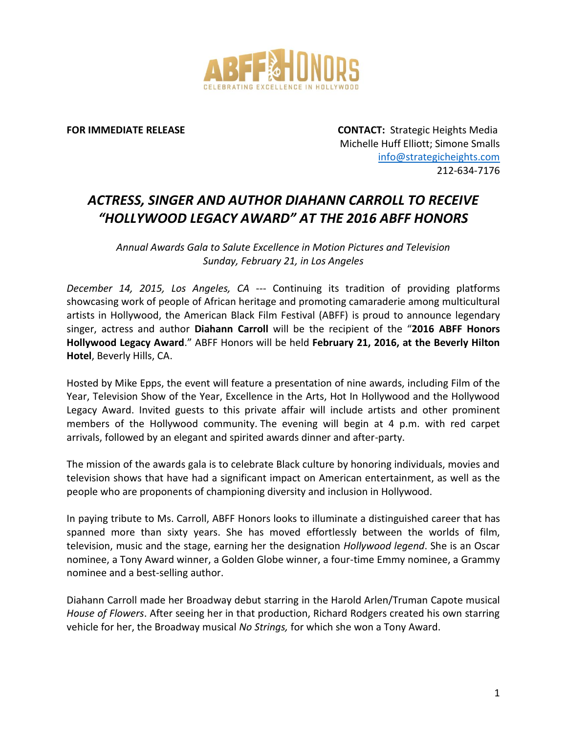ABFF HONORS

CELEBRATING EXCELLENCE IN HOLLYWOOD

**FOR IMMEDIATE RELEASE**

**CONTACT:** Strategic Heights Media
Michelle Huff Elliott; Simone Smalls
info@strategicheights.com
212-634-7176

# *ACTRESS, SINGER AND AUTHOR DIAHANN CARROLL TO RECEIVE "HOLLYWOOD LEGACY AWARD" AT THE 2016 ABFF HONORS*

*Annual Awards Gala to Salute Excellence in Motion Pictures and Television*
*Sunday, February 21, in Los Angeles*

*December 14, 2015, Los Angeles, CA* --- Continuing its tradition of providing platforms showcasing work of people of African heritage and promoting camaraderie among multicultural artists in Hollywood, the American Black Film Festival (ABFF) is proud to announce legendary singer, actress and author **Diahann Carroll** will be the recipient of the "**2016 ABFF Honors Hollywood Legacy Award**." ABFF Honors will be held **February 21, 2016, at the Beverly Hilton Hotel**, Beverly Hills, CA.

Hosted by Mike Epps, the event will feature a presentation of nine awards, including Film of the Year, Television Show of the Year, Excellence in the Arts, Hot In Hollywood and the Hollywood Legacy Award. Invited guests to this private affair will include artists and other prominent members of the Hollywood community. The evening will begin at 4 p.m. with red carpet arrivals, followed by an elegant and spirited awards dinner and after-party.

The mission of the awards gala is to celebrate Black culture by honoring individuals, movies and television shows that have had a significant impact on American entertainment, as well as the people who are proponents of championing diversity and inclusion in Hollywood.

In paying tribute to Ms. Carroll, ABFF Honors looks to illuminate a distinguished career that has spanned more than sixty years. She has moved effortlessly between the worlds of film, television, music and the stage, earning her the designation *Hollywood legend*. She is an Oscar nominee, a Tony Award winner, a Golden Globe winner, a four-time Emmy nominee, a Grammy nominee and a best-selling author.

Diahann Carroll made her Broadway debut starring in the Harold Arlen/Truman Capote musical *House of Flowers*. After seeing her in that production, Richard Rodgers created his own starring vehicle for her, the Broadway musical *No Strings,* for which she won a Tony Award.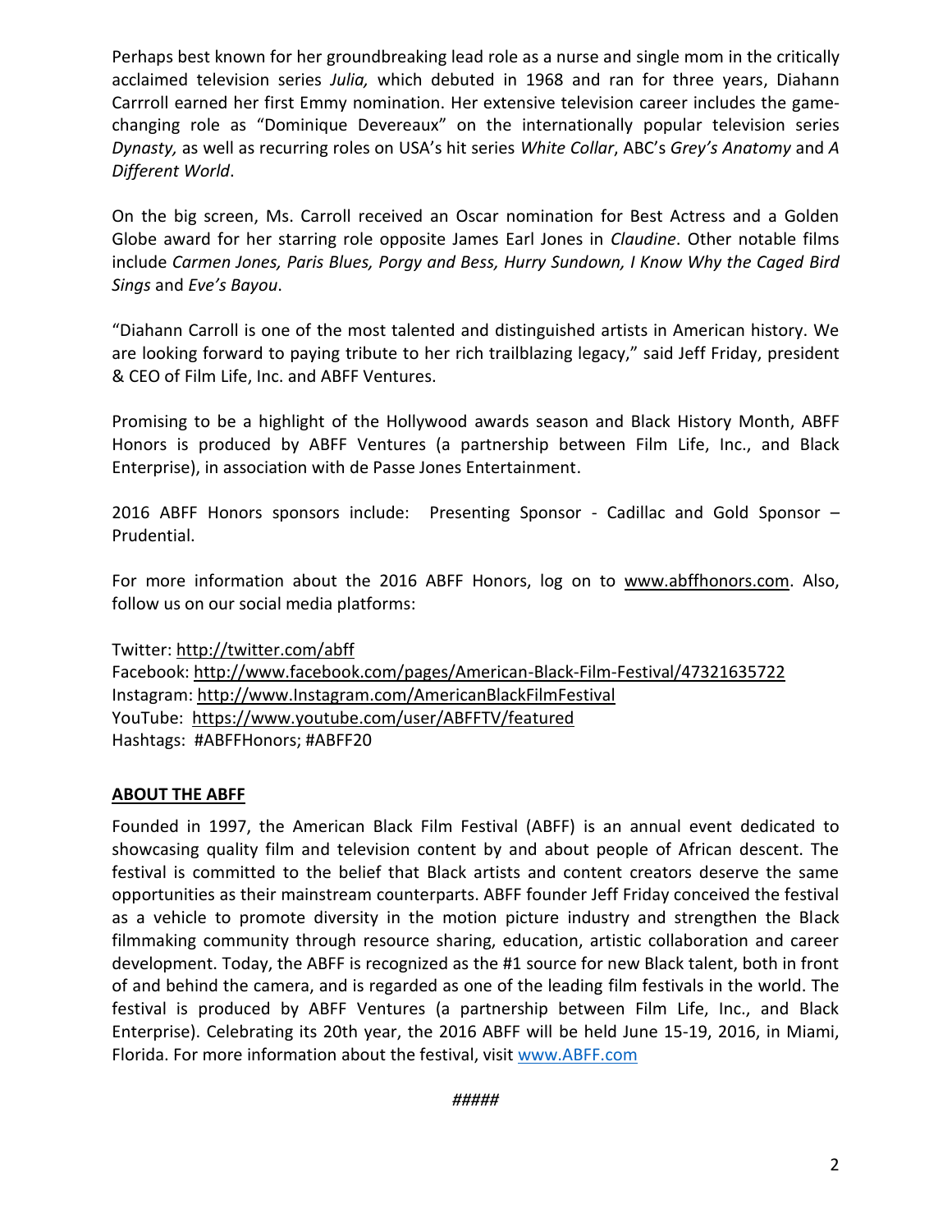Perhaps best known for her groundbreaking lead role as a nurse and single mom in the critically acclaimed television series *Julia,* which debuted in 1968 and ran for three years, Diahann Carrroll earned her first Emmy nomination. Her extensive television career includes the game-changing role as "Dominique Devereaux" on the internationally popular television series *Dynasty,* as well as recurring roles on USA's hit series *White Collar*, ABC's *Grey's Anatomy* and *A Different World*.

On the big screen, Ms. Carroll received an Oscar nomination for Best Actress and a Golden Globe award for her starring role opposite James Earl Jones in *Claudine*. Other notable films include *Carmen Jones, Paris Blues, Porgy and Bess, Hurry Sundown, I Know Why the Caged Bird Sings* and *Eve's Bayou*.

"Diahann Carroll is one of the most talented and distinguished artists in American history. We are looking forward to paying tribute to her rich trailblazing legacy," said Jeff Friday, president & CEO of Film Life, Inc. and ABFF Ventures.

Promising to be a highlight of the Hollywood awards season and Black History Month, ABFF Honors is produced by ABFF Ventures (a partnership between Film Life, Inc., and Black Enterprise), in association with de Passe Jones Entertainment.

2016 ABFF Honors sponsors include: Presenting Sponsor - Cadillac and Gold Sponsor – Prudential.

For more information about the 2016 ABFF Honors, log on to www.abffhonors.com. Also, follow us on our social media platforms:

Twitter: http://twitter.com/abff
Facebook: http://www.facebook.com/pages/American-Black-Film-Festival/47321635722
Instagram: http://www.Instagram.com/AmericanBlackFilmFestival
YouTube: https://www.youtube.com/user/ABFFTV/featured
Hashtags: #ABFFHonors; #ABFF20

**ABOUT THE ABFF**

Founded in 1997, the American Black Film Festival (ABFF) is an annual event dedicated to showcasing quality film and television content by and about people of African descent. The festival is committed to the belief that Black artists and content creators deserve the same opportunities as their mainstream counterparts. ABFF founder Jeff Friday conceived the festival as a vehicle to promote diversity in the motion picture industry and strengthen the Black filmmaking community through resource sharing, education, artistic collaboration and career development. Today, the ABFF is recognized as the #1 source for new Black talent, both in front of and behind the camera, and is regarded as one of the leading film festivals in the world. The festival is produced by ABFF Ventures (a partnership between Film Life, Inc., and Black Enterprise). Celebrating its 20th year, the 2016 ABFF will be held June 15-19, 2016, in Miami, Florida. For more information about the festival, visit www.ABFF.com

*#####*